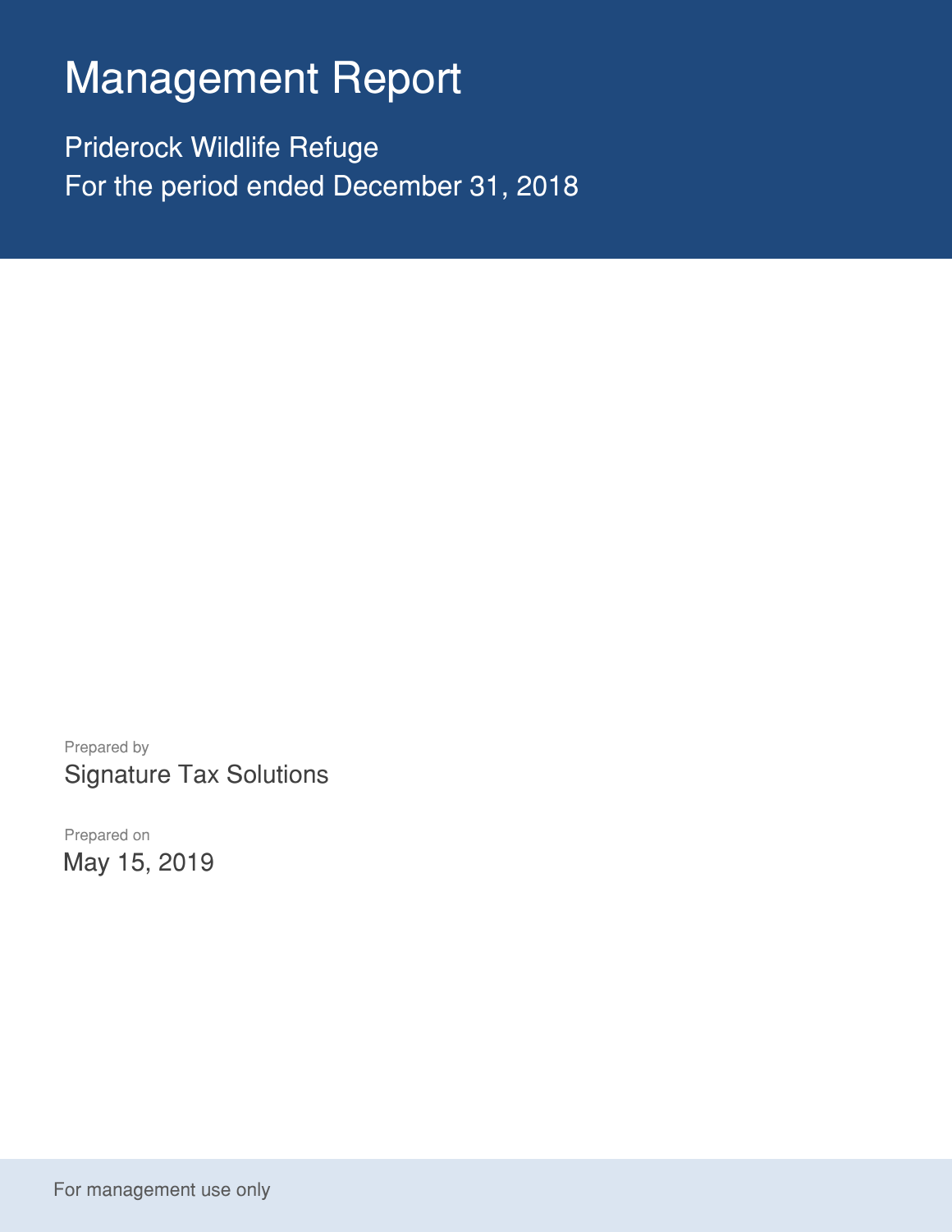# Management Report

Priderock Wildlife Refuge

For the period ended December 31, 2018

Prepared by

Signature Tax Solutions

Prepared on

May 15, 2019

For management use only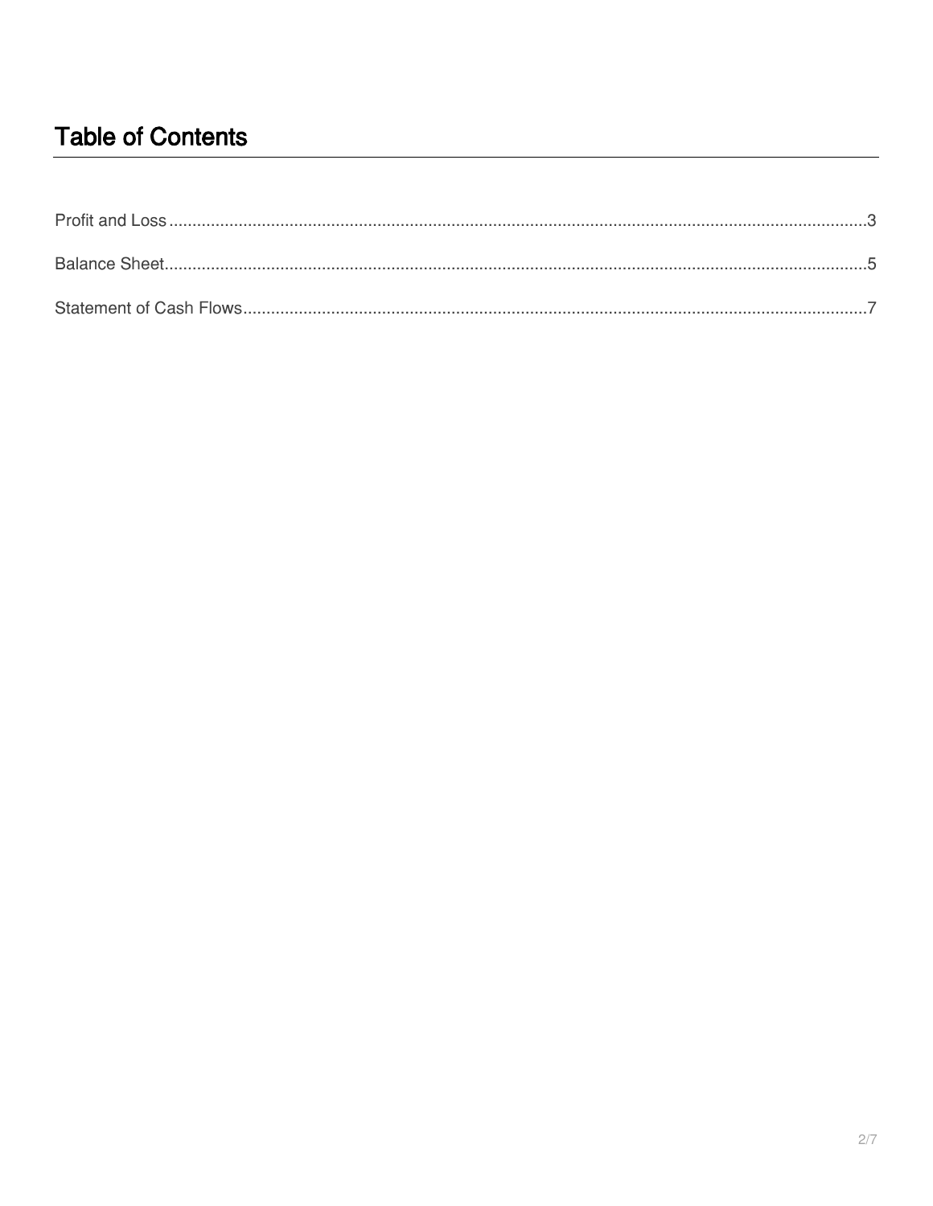# Table of Contents

Profit and Loss....................................................................................................................................................3

Balance Sheet......................................................................................................................................................5

Statement of Cash Flows......................................................................................................................................7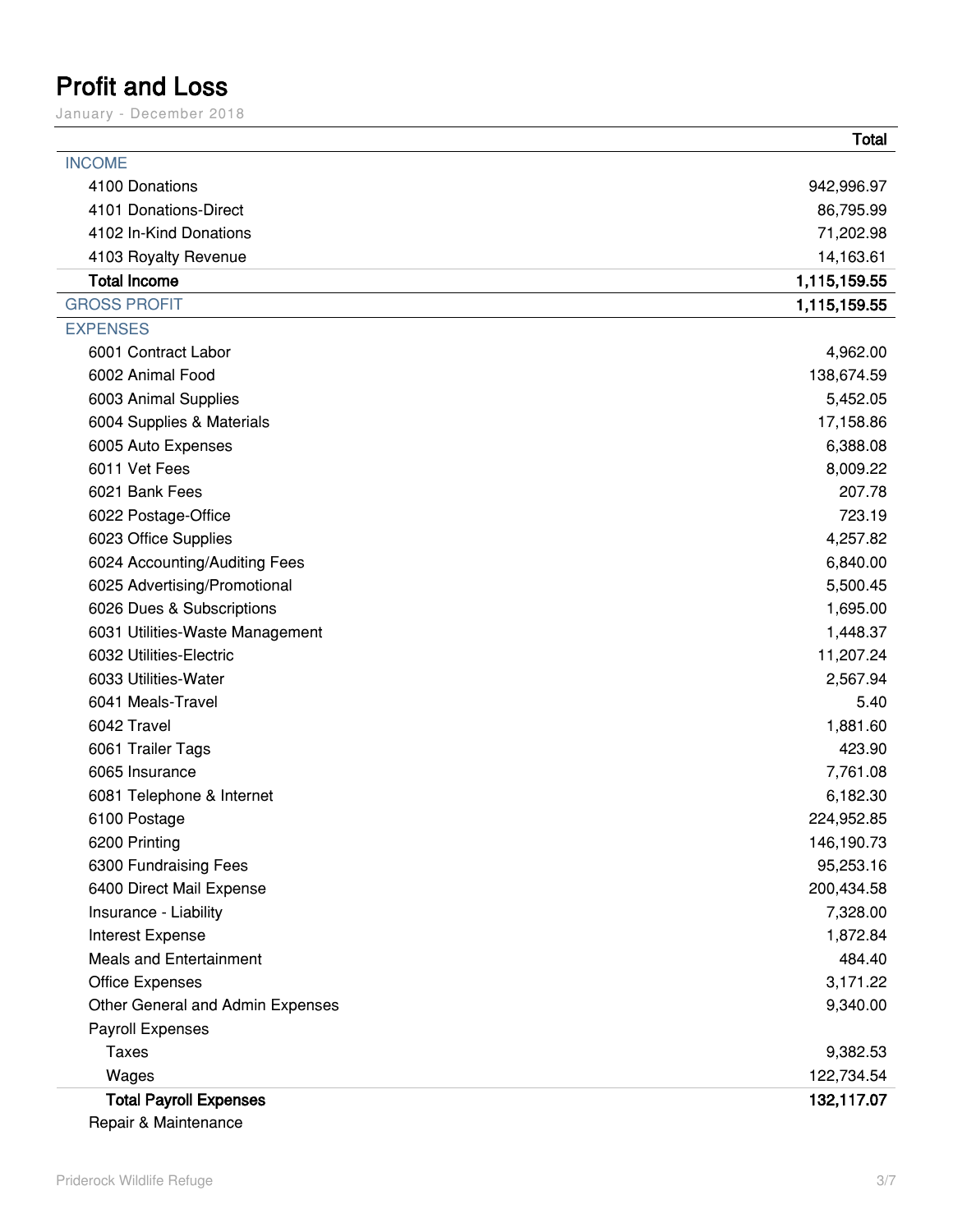# Profit and Loss

January - December 2018

| | Total |
|---|---|
| INCOME | |
| 4100 Donations | 942,996.97 |
| 4101 Donations-Direct | 86,795.99 |
| 4102 In-Kind Donations | 71,202.98 |
| 4103 Royalty Revenue | 14,163.61 |
| **Total Income** | **1,115,159.55** |
| GROSS PROFIT | **1,115,159.55** |
| EXPENSES | |
| 6001 Contract Labor | 4,962.00 |
| 6002 Animal Food | 138,674.59 |
| 6003 Animal Supplies | 5,452.05 |
| 6004 Supplies & Materials | 17,158.86 |
| 6005 Auto Expenses | 6,388.08 |
| 6011 Vet Fees | 8,009.22 |
| 6021 Bank Fees | 207.78 |
| 6022 Postage-Office | 723.19 |
| 6023 Office Supplies | 4,257.82 |
| 6024 Accounting/Auditing Fees | 6,840.00 |
| 6025 Advertising/Promotional | 5,500.45 |
| 6026 Dues & Subscriptions | 1,695.00 |
| 6031 Utilities-Waste Management | 1,448.37 |
| 6032 Utilities-Electric | 11,207.24 |
| 6033 Utilities-Water | 2,567.94 |
| 6041 Meals-Travel | 5.40 |
| 6042 Travel | 1,881.60 |
| 6061 Trailer Tags | 423.90 |
| 6065 Insurance | 7,761.08 |
| 6081 Telephone & Internet | 6,182.30 |
| 6100 Postage | 224,952.85 |
| 6200 Printing | 146,190.73 |
| 6300 Fundraising Fees | 95,253.16 |
| 6400 Direct Mail Expense | 200,434.58 |
| Insurance - Liability | 7,328.00 |
| Interest Expense | 1,872.84 |
| Meals and Entertainment | 484.40 |
| Office Expenses | 3,171.22 |
| Other General and Admin Expenses | 9,340.00 |
| Payroll Expenses | |
| Taxes | 9,382.53 |
| Wages | 122,734.54 |
| **Total Payroll Expenses** | **132,117.07** |
| Repair & Maintenance | |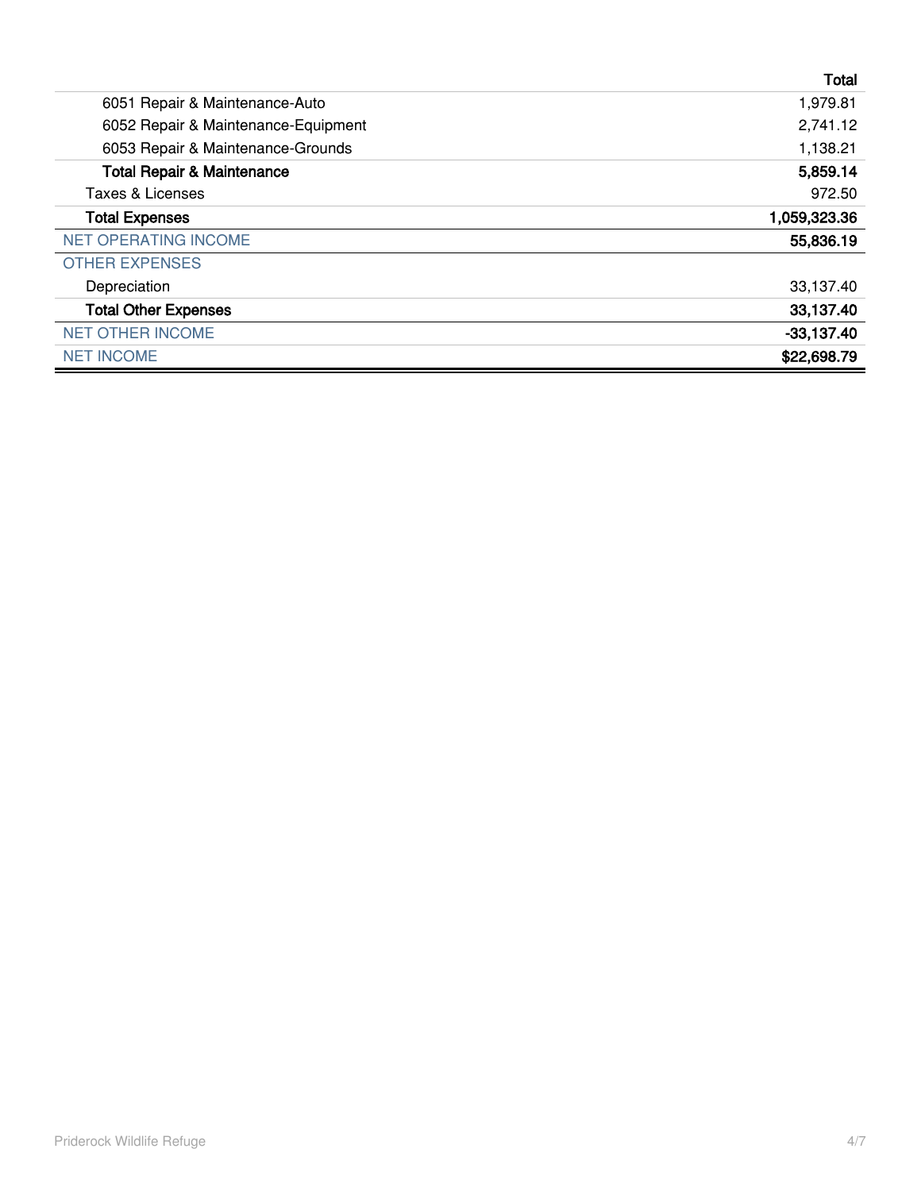| | Total |
|---|---|
| 6051 Repair & Maintenance-Auto | 1,979.81 |
| 6052 Repair & Maintenance-Equipment | 2,741.12 |
| 6053 Repair & Maintenance-Grounds | 1,138.21 |
| **Total Repair & Maintenance** | **5,859.14** |
| Taxes & Licenses | 972.50 |
| **Total Expenses** | **1,059,323.36** |
| NET OPERATING INCOME | **55,836.19** |
| OTHER EXPENSES | |
| Depreciation | 33,137.40 |
| **Total Other Expenses** | **33,137.40** |
| NET OTHER INCOME | **-33,137.40** |
| NET INCOME | **$22,698.79** |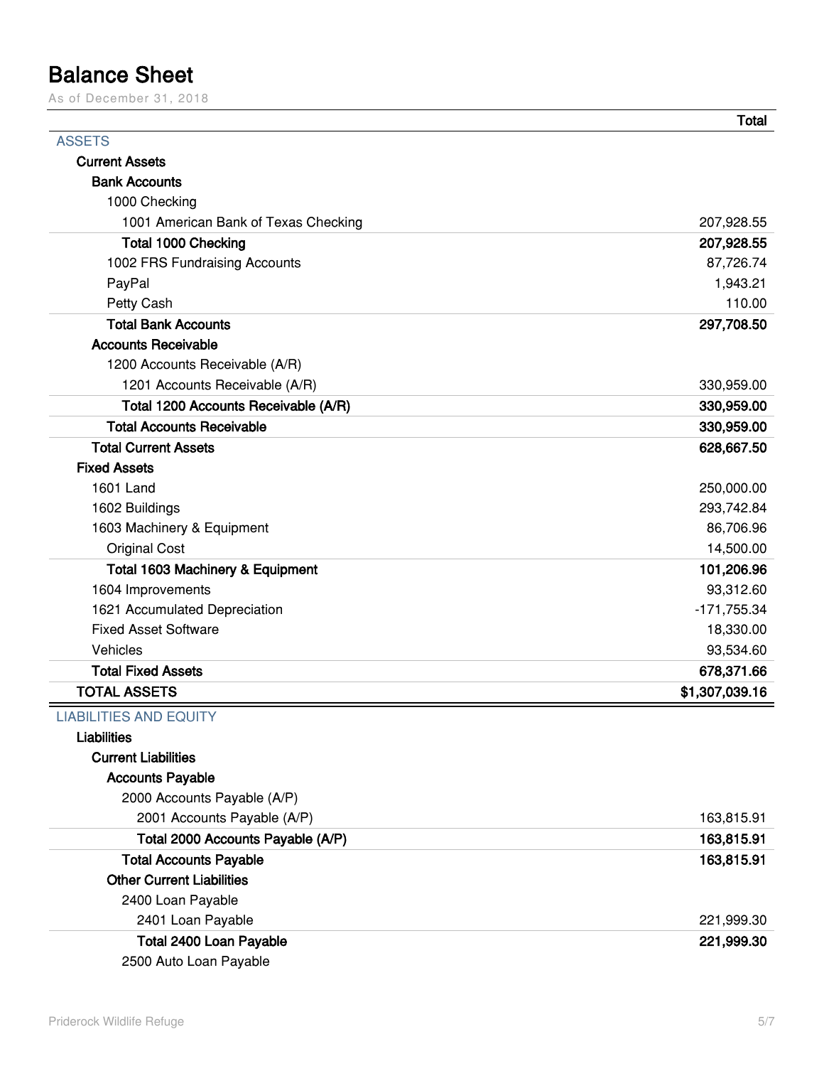# Balance Sheet

As of December 31, 2018

| | Total |
|---|---|
| **ASSETS** | |
| **Current Assets** | |
| **Bank Accounts** | |
| 1000 Checking | |
| 1001 American Bank of Texas Checking | 207,928.55 |
| **Total 1000 Checking** | **207,928.55** |
| 1002 FRS Fundraising Accounts | 87,726.74 |
| PayPal | 1,943.21 |
| Petty Cash | 110.00 |
| **Total Bank Accounts** | **297,708.50** |
| **Accounts Receivable** | |
| 1200 Accounts Receivable (A/R) | |
| 1201 Accounts Receivable (A/R) | 330,959.00 |
| **Total 1200 Accounts Receivable (A/R)** | **330,959.00** |
| **Total Accounts Receivable** | **330,959.00** |
| **Total Current Assets** | **628,667.50** |
| **Fixed Assets** | |
| 1601 Land | 250,000.00 |
| 1602 Buildings | 293,742.84 |
| 1603 Machinery & Equipment | 86,706.96 |
| Original Cost | 14,500.00 |
| **Total 1603 Machinery & Equipment** | **101,206.96** |
| 1604 Improvements | 93,312.60 |
| 1621 Accumulated Depreciation | -171,755.34 |
| Fixed Asset Software | 18,330.00 |
| Vehicles | 93,534.60 |
| **Total Fixed Assets** | **678,371.66** |
| **TOTAL ASSETS** | **$1,307,039.16** |
| **LIABILITIES AND EQUITY** | |
| **Liabilities** | |
| **Current Liabilities** | |
| **Accounts Payable** | |
| 2000 Accounts Payable (A/P) | |
| 2001 Accounts Payable (A/P) | 163,815.91 |
| **Total 2000 Accounts Payable (A/P)** | **163,815.91** |
| **Total Accounts Payable** | **163,815.91** |
| **Other Current Liabilities** | |
| 2400 Loan Payable | |
| 2401 Loan Payable | 221,999.30 |
| **Total 2400 Loan Payable** | **221,999.30** |
| 2500 Auto Loan Payable | |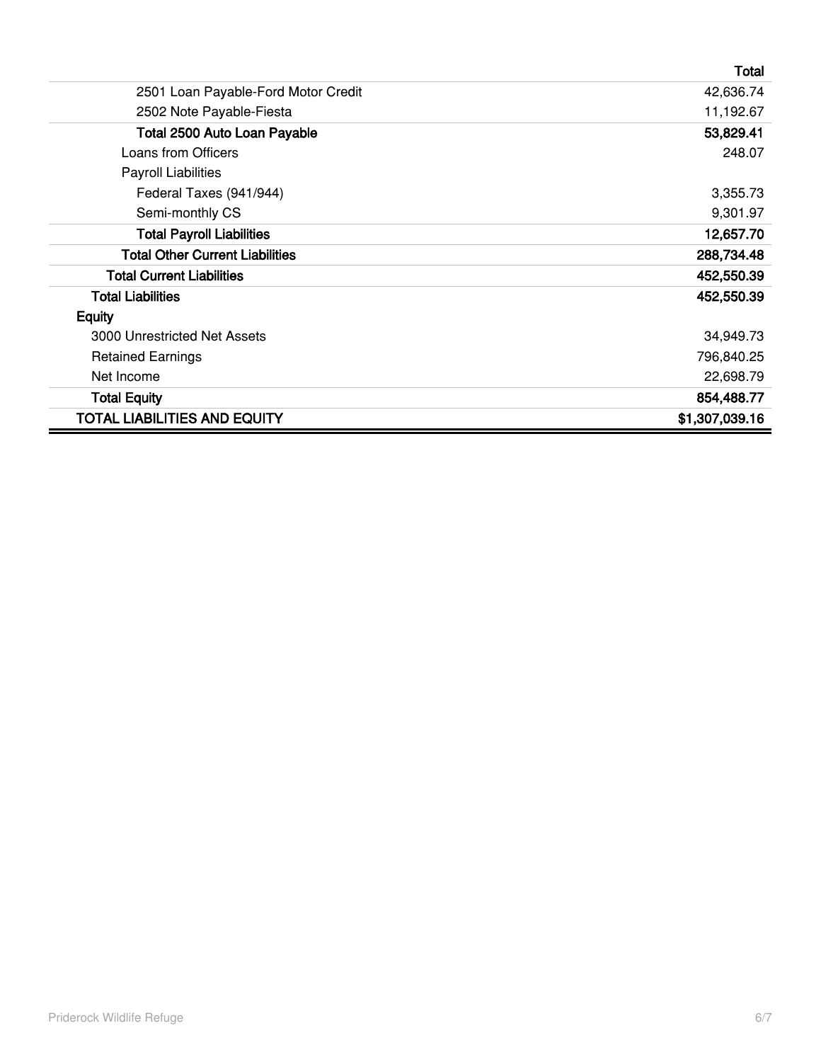| | Total |
|---|---|
| 2501 Loan Payable-Ford Motor Credit | 42,636.74 |
| 2502 Note Payable-Fiesta | 11,192.67 |
| **Total 2500 Auto Loan Payable** | **53,829.41** |
| Loans from Officers | 248.07 |
| Payroll Liabilities | |
| Federal Taxes (941/944) | 3,355.73 |
| Semi-monthly CS | 9,301.97 |
| **Total Payroll Liabilities** | **12,657.70** |
| **Total Other Current Liabilities** | **288,734.48** |
| **Total Current Liabilities** | **452,550.39** |
| **Total Liabilities** | **452,550.39** |
| **Equity** | |
| 3000 Unrestricted Net Assets | 34,949.73 |
| Retained Earnings | 796,840.25 |
| Net Income | 22,698.79 |
| **Total Equity** | **854,488.77** |
| **TOTAL LIABILITIES AND EQUITY** | **$1,307,039.16** |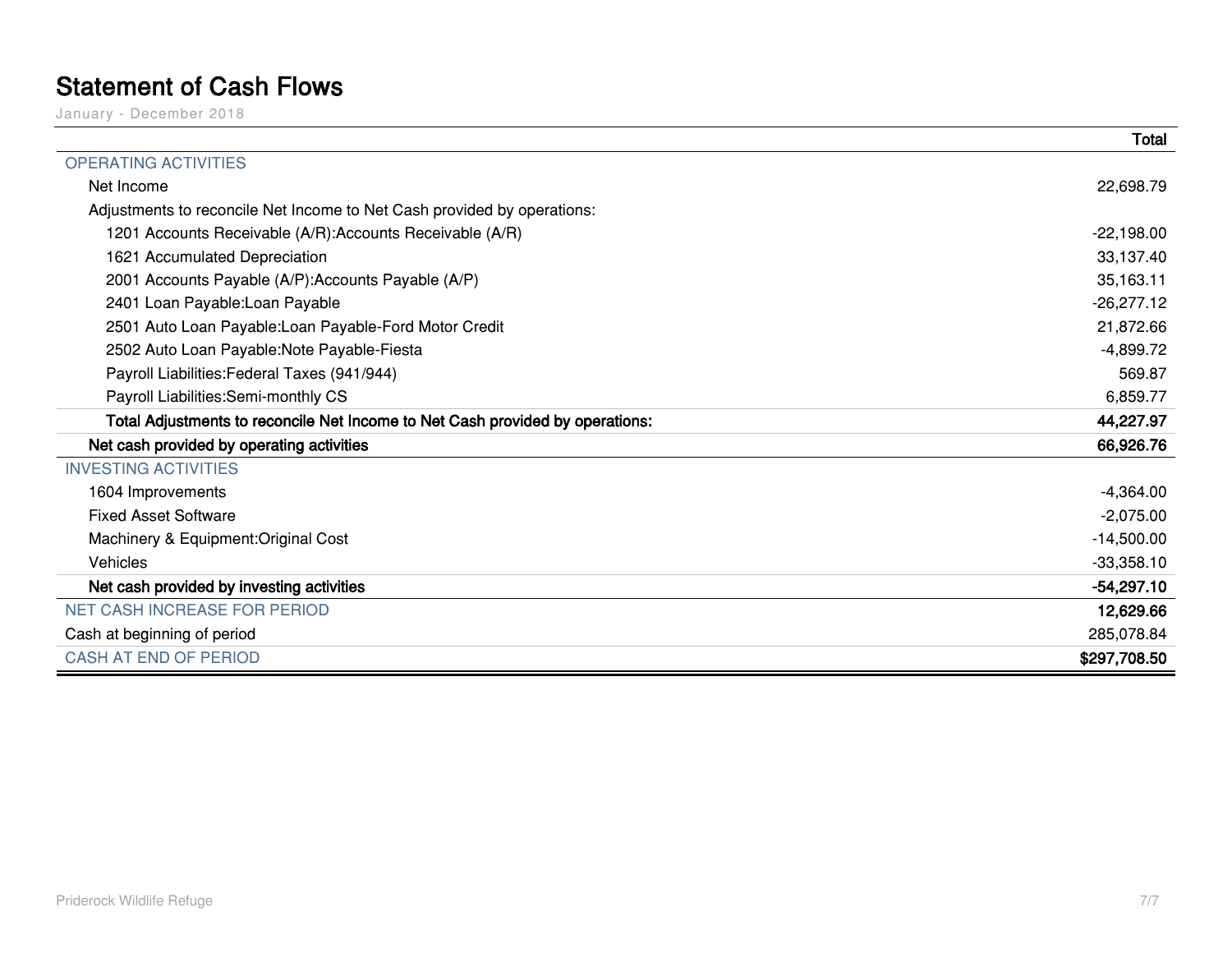# Statement of Cash Flows

January - December 2018

| | Total |
|---|---|
| OPERATING ACTIVITIES | |
| Net Income | 22,698.79 |
| Adjustments to reconcile Net Income to Net Cash provided by operations: | |
| 1201 Accounts Receivable (A/R):Accounts Receivable (A/R) | -22,198.00 |
| 1621 Accumulated Depreciation | 33,137.40 |
| 2001 Accounts Payable (A/P):Accounts Payable (A/P) | 35,163.11 |
| 2401 Loan Payable:Loan Payable | -26,277.12 |
| 2501 Auto Loan Payable:Loan Payable-Ford Motor Credit | 21,872.66 |
| 2502 Auto Loan Payable:Note Payable-Fiesta | -4,899.72 |
| Payroll Liabilities:Federal Taxes (941/944) | 569.87 |
| Payroll Liabilities:Semi-monthly CS | 6,859.77 |
| **Total Adjustments to reconcile Net Income to Net Cash provided by operations:** | **44,227.97** |
| **Net cash provided by operating activities** | **66,926.76** |
| INVESTING ACTIVITIES | |
| 1604 Improvements | -4,364.00 |
| Fixed Asset Software | -2,075.00 |
| Machinery & Equipment:Original Cost | -14,500.00 |
| Vehicles | -33,358.10 |
| **Net cash provided by investing activities** | **-54,297.10** |
| NET CASH INCREASE FOR PERIOD | **12,629.66** |
| Cash at beginning of period | 285,078.84 |
| CASH AT END OF PERIOD | **$297,708.50** |

Priderock Wildlife Refuge